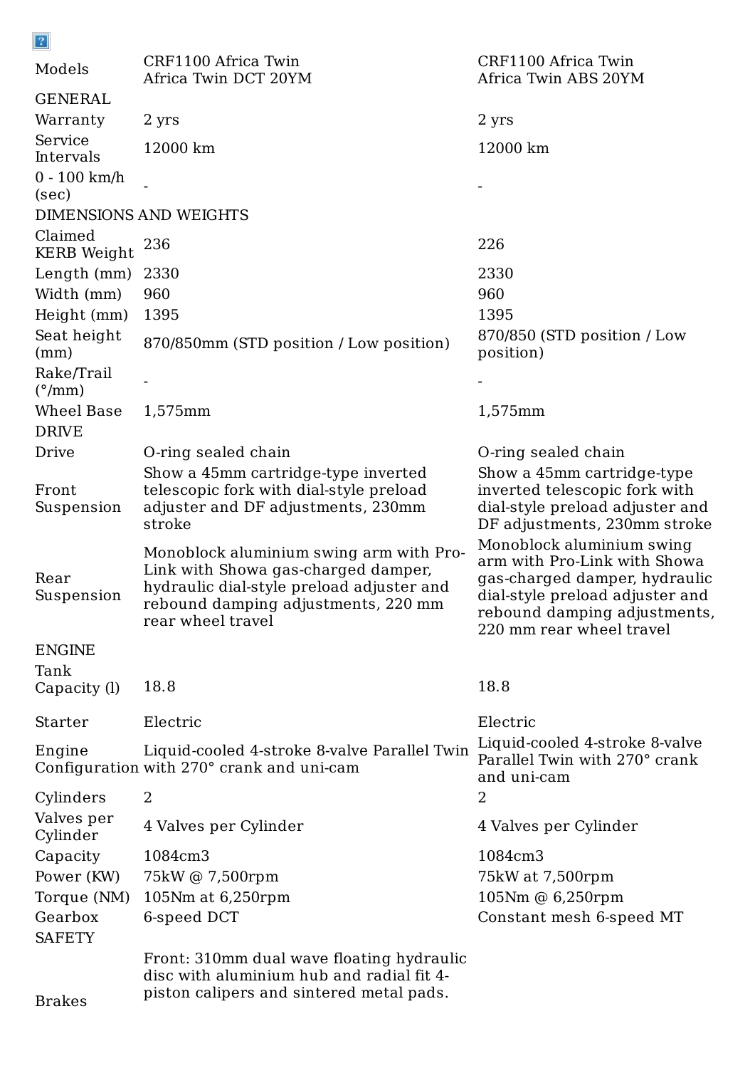| Models | CRF1100 Africa Twin Africa Twin DCT 20YM | CRF1100 Africa Twin Africa Twin ABS 20YM |
|---|---|---|
| GENERAL | | |
| Warranty | 2 yrs | 2 yrs |
| Service Intervals | 12000 km | 12000 km |
| 0 - 100 km/h (sec) | - | - |
| DIMENSIONS AND WEIGHTS | | |
| Claimed KERB Weight | 236 | 226 |
| Length (mm) | 2330 | 2330 |
| Width (mm) | 960 | 960 |
| Height (mm) | 1395 | 1395 |
| Seat height (mm) | 870/850mm (STD position / Low position) | 870/850 (STD position / Low position) |
| Rake/Trail (°/mm) | - | - |
| Wheel Base | 1,575mm | 1,575mm |
| DRIVE | | |
| Drive | O-ring sealed chain | O-ring sealed chain |
| Front Suspension | Show a 45mm cartridge-type inverted telescopic fork with dial-style preload adjuster and DF adjustments, 230mm stroke | Show a 45mm cartridge-type inverted telescopic fork with dial-style preload adjuster and DF adjustments, 230mm stroke |
| Rear Suspension | Monoblock aluminium swing arm with Pro-Link with Showa gas-charged damper, hydraulic dial-style preload adjuster and rebound damping adjustments, 220 mm rear wheel travel | Monoblock aluminium swing arm with Pro-Link with Showa gas-charged damper, hydraulic dial-style preload adjuster and rebound damping adjustments, 220 mm rear wheel travel |
| ENGINE | | |
| Tank Capacity (l) | 18.8 | 18.8 |
| Starter | Electric | Electric |
| Engine Configuration | Liquid-cooled 4-stroke 8-valve Parallel Twin with 270° crank and uni-cam | Liquid-cooled 4-stroke 8-valve Parallel Twin with 270° crank and uni-cam |
| Cylinders | 2 | 2 |
| Valves per Cylinder | 4 Valves per Cylinder | 4 Valves per Cylinder |
| Capacity | 1084cm3 | 1084cm3 |
| Power (KW) | 75kW @ 7,500rpm | 75kW at 7,500rpm |
| Torque (NM) | 105Nm at 6,250rpm | 105Nm @ 6,250rpm |
| Gearbox | 6-speed DCT | Constant mesh 6-speed MT |
| SAFETY | | |
| Brakes | Front: 310mm dual wave floating hydraulic disc with aluminium hub and radial fit 4-piston calipers and sintered metal pads. | |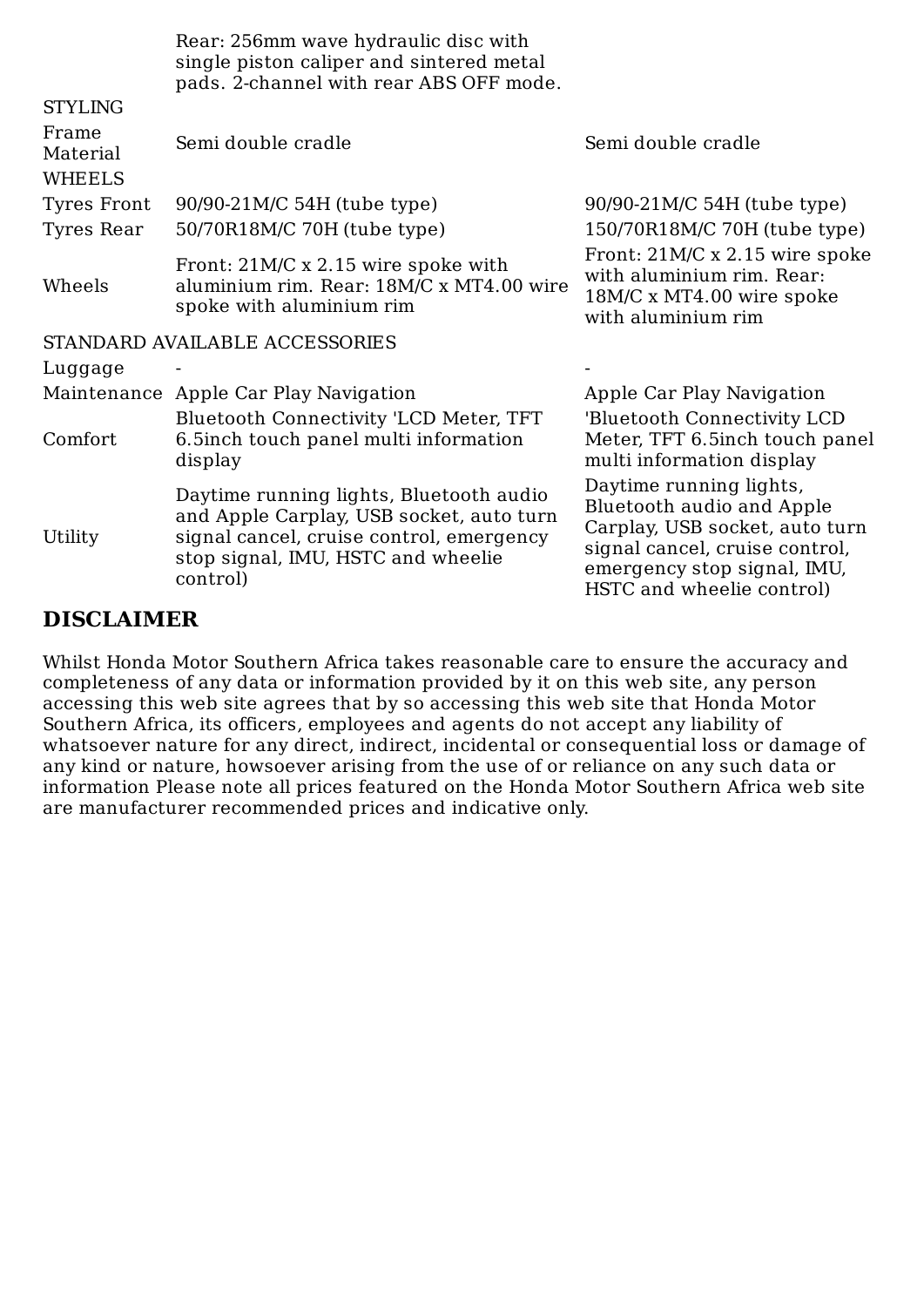| | | |
|---|---|---|
| | Rear: 256mm wave hydraulic disc with single piston caliper and sintered metal pads. 2-channel with rear ABS OFF mode. | |
| STYLING | | |
| Frame Material | Semi double cradle | Semi double cradle |
| WHEELS | | |
| Tyres Front | 90/90-21M/C 54H (tube type) | 90/90-21M/C 54H (tube type) |
| Tyres Rear | 50/70R18M/C 70H (tube type) | 150/70R18M/C 70H (tube type) |
| Wheels | Front: 21M/C x 2.15 wire spoke with aluminium rim. Rear: 18M/C x MT4.00 wire spoke with aluminium rim | Front: 21M/C x 2.15 wire spoke with aluminium rim. Rear: 18M/C x MT4.00 wire spoke with aluminium rim |
| STANDARD AVAILABLE ACCESSORIES | | |
| Luggage | - | - |
| Maintenance | Apple Car Play Navigation | Apple Car Play Navigation |
| Comfort | Bluetooth Connectivity 'LCD Meter, TFT 6.5inch touch panel multi information display | 'Bluetooth Connectivity LCD Meter, TFT 6.5inch touch panel multi information display |
| Utility | Daytime running lights, Bluetooth audio and Apple Carplay, USB socket, auto turn signal cancel, cruise control, emergency stop signal, IMU, HSTC and wheelie control) | Daytime running lights, Bluetooth audio and Apple Carplay, USB socket, auto turn signal cancel, cruise control, emergency stop signal, IMU, HSTC and wheelie control) |

## DISCLAIMER

Whilst Honda Motor Southern Africa takes reasonable care to ensure the accuracy and completeness of any data or information provided by it on this web site, any person accessing this web site agrees that by so accessing this web site that Honda Motor Southern Africa, its officers, employees and agents do not accept any liability of whatsoever nature for any direct, indirect, incidental or consequential loss or damage of any kind or nature, howsoever arising from the use of or reliance on any such data or information Please note all prices featured on the Honda Motor Southern Africa web site are manufacturer recommended prices and indicative only.